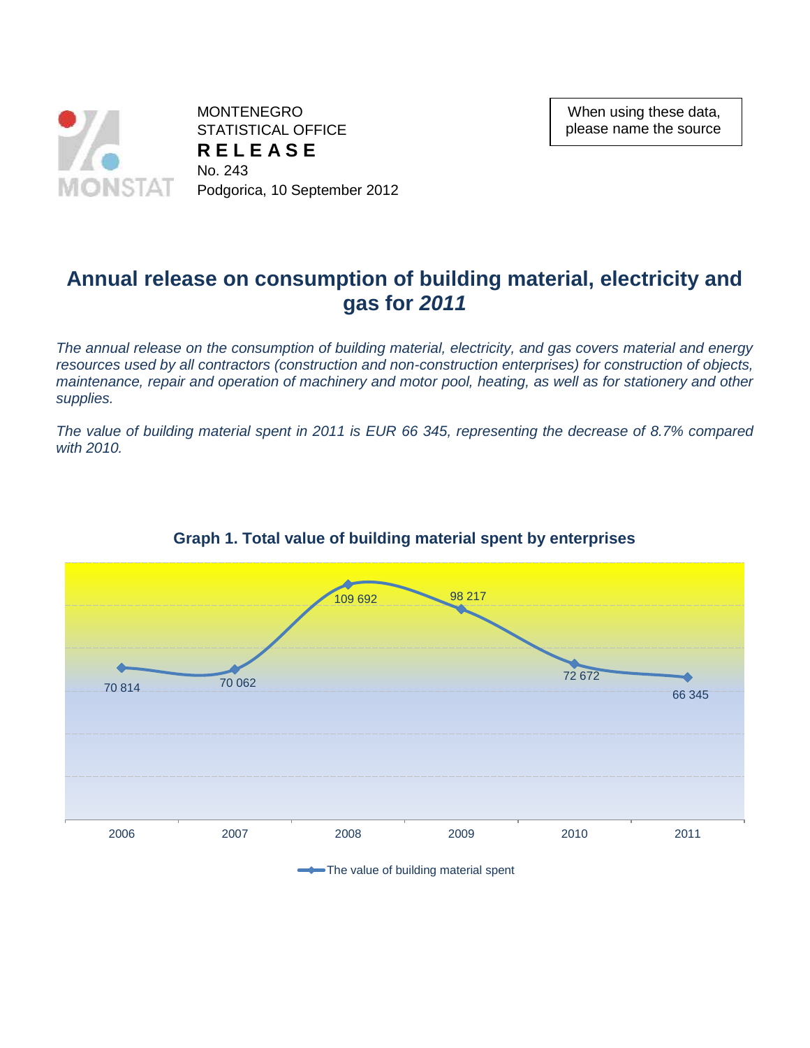MONTENEGRO
STATISTICAL OFFICE
**R E L E A S E**
No. 243
Podgorica, 10 September 2012

When using these data, please name the source

# Annual release on consumption of building material, electricity and gas for *2011*

*The annual release on the consumption of building material, electricity, and gas covers material and energy resources used by all contractors (construction and non-construction enterprises) for construction of objects, maintenance, repair and operation of machinery and motor pool, heating, as well as for stationery and other supplies.*

*The value of building material spent in 2011 is EUR 66 345, representing the decrease of 8.7% compared with 2010.*

**Graph 1. Total value of building material spent by enterprises**

| Year | The value of building material spent |
|---|---|
| 2006 | 70 814 |
| 2007 | 70 062 |
| 2008 | 109 692 |
| 2009 | 98 217 |
| 2010 | 72 672 |
| 2011 | 66 345 |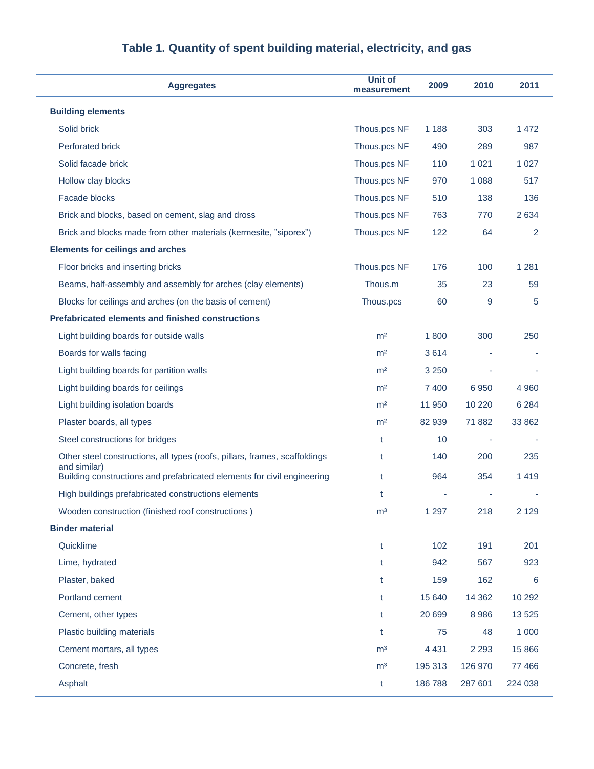## Table 1. Quantity of spent building material, electricity, and gas

| Aggregates | Unit of measurement | 2009 | 2010 | 2011 |
|---|---|---|---|---|
| **Building elements** | | | | |
| Solid brick | Thous.pcs NF | 1 188 | 303 | 1 472 |
| Perforated brick | Thous.pcs NF | 490 | 289 | 987 |
| Solid facade brick | Thous.pcs NF | 110 | 1 021 | 1 027 |
| Hollow clay blocks | Thous.pcs NF | 970 | 1 088 | 517 |
| Facade blocks | Thous.pcs NF | 510 | 138 | 136 |
| Brick and blocks, based on cement, slag and dross | Thous.pcs NF | 763 | 770 | 2 634 |
| Brick and blocks made from other materials (kermesite, ”siporex”) | Thous.pcs NF | 122 | 64 | 2 |
| **Elements for ceilings and arches** | | | | |
| Floor bricks and inserting bricks | Thous.pcs NF | 176 | 100 | 1 281 |
| Beams, half-assembly and assembly for arches (clay elements) | Thous.m | 35 | 23 | 59 |
| Blocks for ceilings and arches (on the basis of cement) | Thous.pcs | 60 | 9 | 5 |
| **Prefabricated elements and finished constructions** | | | | |
| Light building boards for outside walls | m² | 1 800 | 300 | 250 |
| Boards for walls facing | m² | 3 614 | - | - |
| Light building boards for partition walls | m² | 3 250 | - | - |
| Light building boards for ceilings | m² | 7 400 | 6 950 | 4 960 |
| Light building isolation boards | m² | 11 950 | 10 220 | 6 284 |
| Plaster boards, all types | m² | 82 939 | 71 882 | 33 862 |
| Steel constructions for bridges | t | 10 | - | - |
| Other steel constructions, all types (roofs, pillars, frames, scaffoldings and similar) | t | 140 | 200 | 235 |
| Building constructions and prefabricated elements for civil engineering | t | 964 | 354 | 1 419 |
| High buildings prefabricated constructions elements | t | - | - | - |
| Wooden construction (finished roof constructions ) | m³ | 1 297 | 218 | 2 129 |
| **Binder material** | | | | |
| Quicklime | t | 102 | 191 | 201 |
| Lime, hydrated | t | 942 | 567 | 923 |
| Plaster, baked | t | 159 | 162 | 6 |
| Portland cement | t | 15 640 | 14 362 | 10 292 |
| Cement, other types | t | 20 699 | 8 986 | 13 525 |
| Plastic building materials | t | 75 | 48 | 1 000 |
| Cement mortars, all types | m³ | 4 431 | 2 293 | 15 866 |
| Concrete, fresh | m³ | 195 313 | 126 970 | 77 466 |
| Asphalt | t | 186 788 | 287 601 | 224 038 |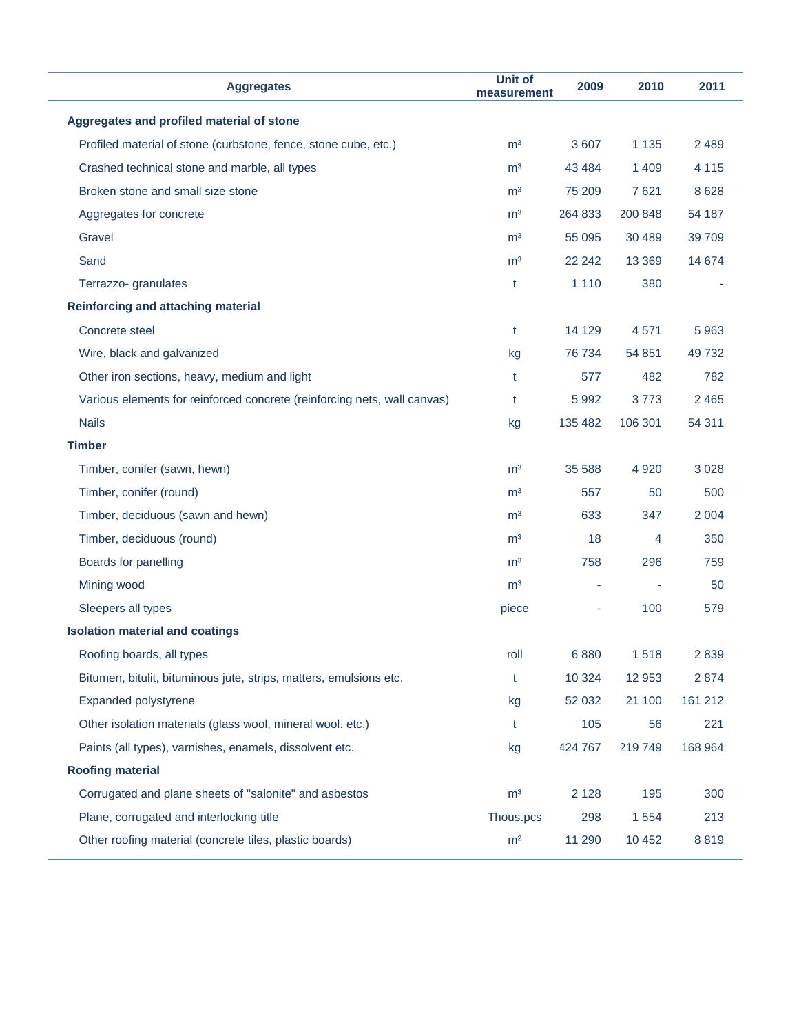| Aggregates | Unit of measurement | 2009 | 2010 | 2011 |
|---|---|---|---|---|
| **Aggregates and profiled material of stone** | | | | |
| Profiled material of stone (curbstone, fence, stone cube, etc.) | m³ | 3 607 | 1 135 | 2 489 |
| Crashed technical stone and marble, all types | m³ | 43 484 | 1 409 | 4 115 |
| Broken stone and small size stone | m³ | 75 209 | 7 621 | 8 628 |
| Aggregates for concrete | m³ | 264 833 | 200 848 | 54 187 |
| Gravel | m³ | 55 095 | 30 489 | 39 709 |
| Sand | m³ | 22 242 | 13 369 | 14 674 |
| Terrazzo- granulates | t | 1 110 | 380 | - |
| **Reinforcing and attaching material** | | | | |
| Concrete steel | t | 14 129 | 4 571 | 5 963 |
| Wire, black and galvanized | kg | 76 734 | 54 851 | 49 732 |
| Other iron sections, heavy, medium and light | t | 577 | 482 | 782 |
| Various elements for reinforced concrete (reinforcing nets, wall canvas) | t | 5 992 | 3 773 | 2 465 |
| Nails | kg | 135 482 | 106 301 | 54 311 |
| **Timber** | | | | |
| Timber, conifer (sawn, hewn) | m³ | 35 588 | 4 920 | 3 028 |
| Timber, conifer (round) | m³ | 557 | 50 | 500 |
| Timber, deciduous (sawn and hewn) | m³ | 633 | 347 | 2 004 |
| Timber, deciduous (round) | m³ | 18 | 4 | 350 |
| Boards for panelling | m³ | 758 | 296 | 759 |
| Mining wood | m³ | - | - | 50 |
| Sleepers all types | piece | - | 100 | 579 |
| **Isolation material and coatings** | | | | |
| Roofing boards, all types | roll | 6 880 | 1 518 | 2 839 |
| Bitumen, bitulit, bituminous jute, strips, matters, emulsions etc. | t | 10 324 | 12 953 | 2 874 |
| Expanded polystyrene | kg | 52 032 | 21 100 | 161 212 |
| Other isolation materials (glass wool, mineral wool. etc.) | t | 105 | 56 | 221 |
| Paints (all types), varnishes, enamels, dissolvent etc. | kg | 424 767 | 219 749 | 168 964 |
| **Roofing material** | | | | |
| Corrugated and plane sheets of "salonite" and asbestos | m³ | 2 128 | 195 | 300 |
| Plane, corrugated and interlocking title | Thous.pcs | 298 | 1 554 | 213 |
| Other roofing material (concrete tiles, plastic boards) | m² | 11 290 | 10 452 | 8 819 |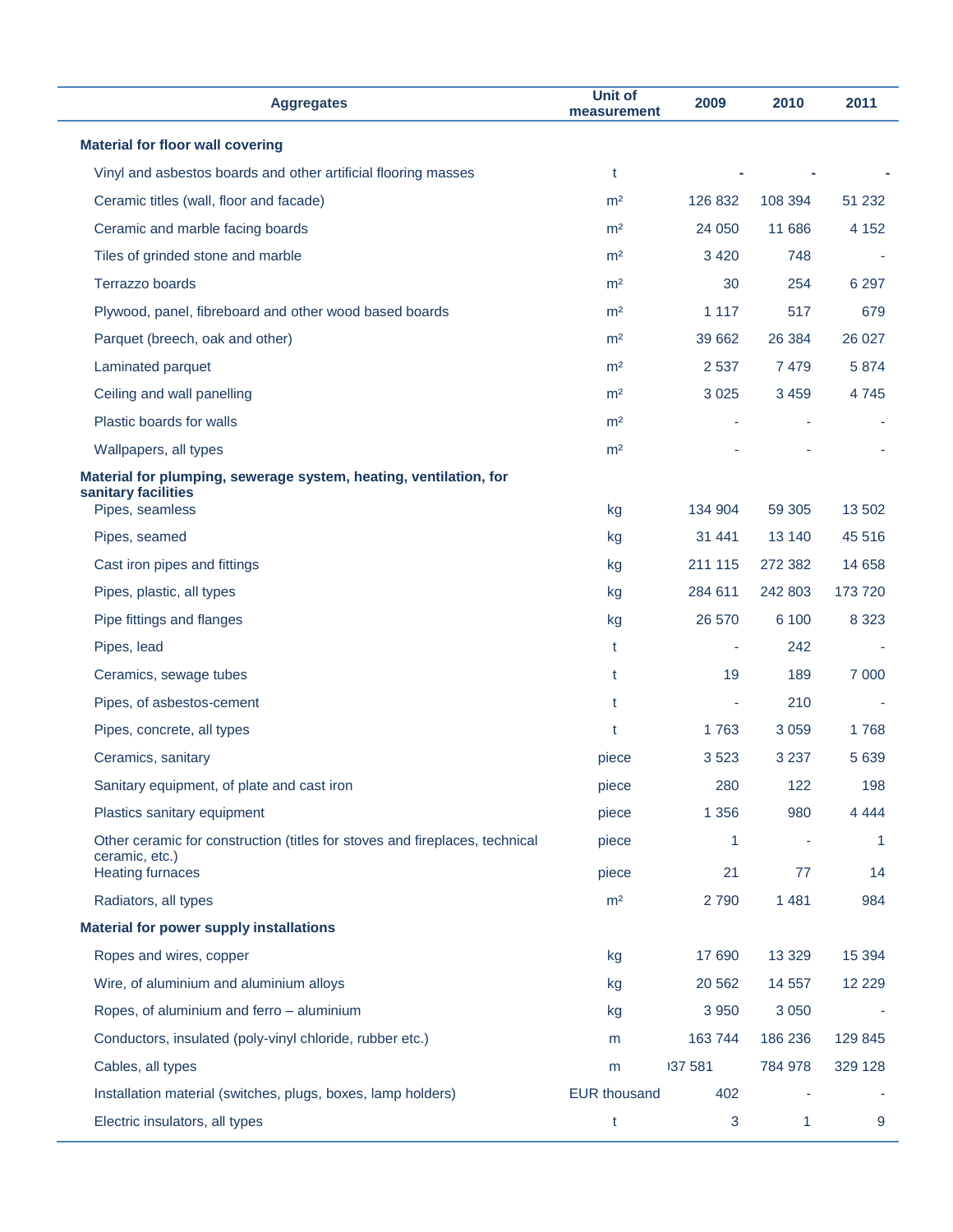| Aggregates | Unit of measurement | 2009 | 2010 | 2011 |
|---|---|---|---|---|
| **Material for floor wall covering** | | | | |
| Vinyl and asbestos boards and other artificial flooring masses | t | - | - | - |
| Ceramic titles (wall, floor and facade) | m² | 126 832 | 108 394 | 51 232 |
| Ceramic and marble facing boards | m² | 24 050 | 11 686 | 4 152 |
| Tiles of grinded stone and marble | m² | 3 420 | 748 | - |
| Terrazzo boards | m² | 30 | 254 | 6 297 |
| Plywood, panel, fibreboard and other wood based boards | m² | 1 117 | 517 | 679 |
| Parquet (breech, oak and other) | m² | 39 662 | 26 384 | 26 027 |
| Laminated parquet | m² | 2 537 | 7 479 | 5 874 |
| Ceiling and wall panelling | m² | 3 025 | 3 459 | 4 745 |
| Plastic boards for walls | m² | - | - | - |
| Wallpapers, all types | m² | - | - | - |
| **Material for plumping, sewerage system, heating, ventilation, for sanitary facilities** | | | | |
| Pipes, seamless | kg | 134 904 | 59 305 | 13 502 |
| Pipes, seamed | kg | 31 441 | 13 140 | 45 516 |
| Cast iron pipes and fittings | kg | 211 115 | 272 382 | 14 658 |
| Pipes, plastic, all types | kg | 284 611 | 242 803 | 173 720 |
| Pipe fittings and flanges | kg | 26 570 | 6 100 | 8 323 |
| Pipes, lead | t | - | 242 | - |
| Ceramics, sewage tubes | t | 19 | 189 | 7 000 |
| Pipes, of asbestos-cement | t | - | 210 | - |
| Pipes, concrete, all types | t | 1 763 | 3 059 | 1 768 |
| Ceramics, sanitary | piece | 3 523 | 3 237 | 5 639 |
| Sanitary equipment, of plate and cast iron | piece | 280 | 122 | 198 |
| Plastics sanitary equipment | piece | 1 356 | 980 | 4 444 |
| Other ceramic for construction (titles for stoves and fireplaces, technical ceramic, etc.) | piece | 1 | - | 1 |
| Heating furnaces | piece | 21 | 77 | 14 |
| Radiators, all types | m² | 2 790 | 1 481 | 984 |
| **Material for power supply installations** | | | | |
| Ropes and wires, copper | kg | 17 690 | 13 329 | 15 394 |
| Wire, of aluminium and aluminium alloys | kg | 20 562 | 14 557 | 12 229 |
| Ropes, of aluminium and ferro – aluminium | kg | 3 950 | 3 050 | - |
| Conductors, insulated (poly-vinyl chloride, rubber etc.) | m | 163 744 | 186 236 | 129 845 |
| Cables, all types | m | 37 581 | 784 978 | 329 128 |
| Installation material (switches, plugs, boxes, lamp holders) | EUR thousand | 402 | - | - |
| Electric insulators, all types | t | 3 | 1 | 9 |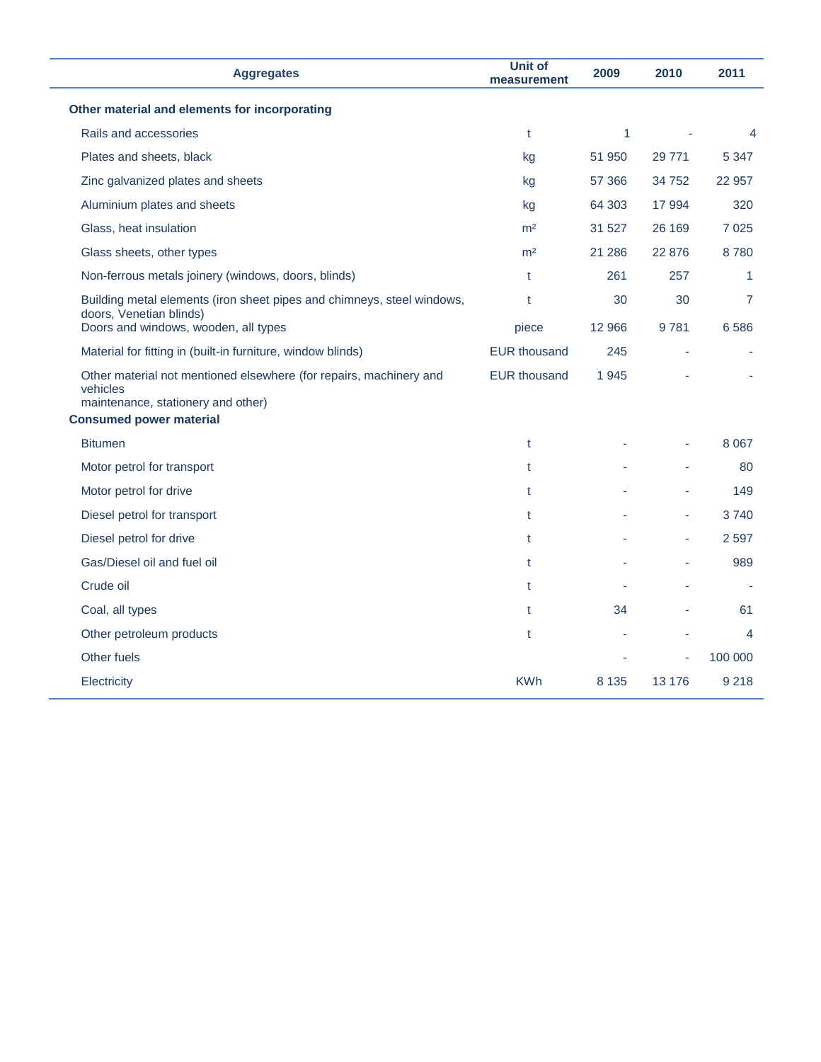| Aggregates | Unit of measurement | 2009 | 2010 | 2011 |
|---|---|---|---|---|
| **Other material and elements for incorporating** | | | | |
| Rails and accessories | t | 1 | - | 4 |
| Plates and sheets, black | kg | 51 950 | 29 771 | 5 347 |
| Zinc galvanized plates and sheets | kg | 57 366 | 34 752 | 22 957 |
| Aluminium plates and sheets | kg | 64 303 | 17 994 | 320 |
| Glass, heat insulation | m² | 31 527 | 26 169 | 7 025 |
| Glass sheets, other types | m² | 21 286 | 22 876 | 8 780 |
| Non-ferrous metals joinery (windows, doors, blinds) | t | 261 | 257 | 1 |
| Building metal elements (iron sheet pipes and chimneys, steel windows, doors, Venetian blinds) | t | 30 | 30 | 7 |
| Doors and windows, wooden, all types | piece | 12 966 | 9 781 | 6 586 |
| Material for fitting in (built-in furniture, window blinds) | EUR thousand | 245 | - | - |
| Other material not mentioned elsewhere (for repairs, machinery and vehicles maintenance, stationery and other) | EUR thousand | 1 945 | - | - |
| **Consumed power material** | | | | |
| Bitumen | t | - | - | 8 067 |
| Motor petrol for transport | t | - | - | 80 |
| Motor petrol for drive | t | - | - | 149 |
| Diesel petrol for transport | t | - | - | 3 740 |
| Diesel petrol for drive | t | - | - | 2 597 |
| Gas/Diesel oil and fuel oil | t | - | - | 989 |
| Crude oil | t | - | - | - |
| Coal, all types | t | 34 | - | 61 |
| Other petroleum products | t | - | - | 4 |
| Other fuels | | - | - | 100 000 |
| Electricity | KWh | 8 135 | 13 176 | 9 218 |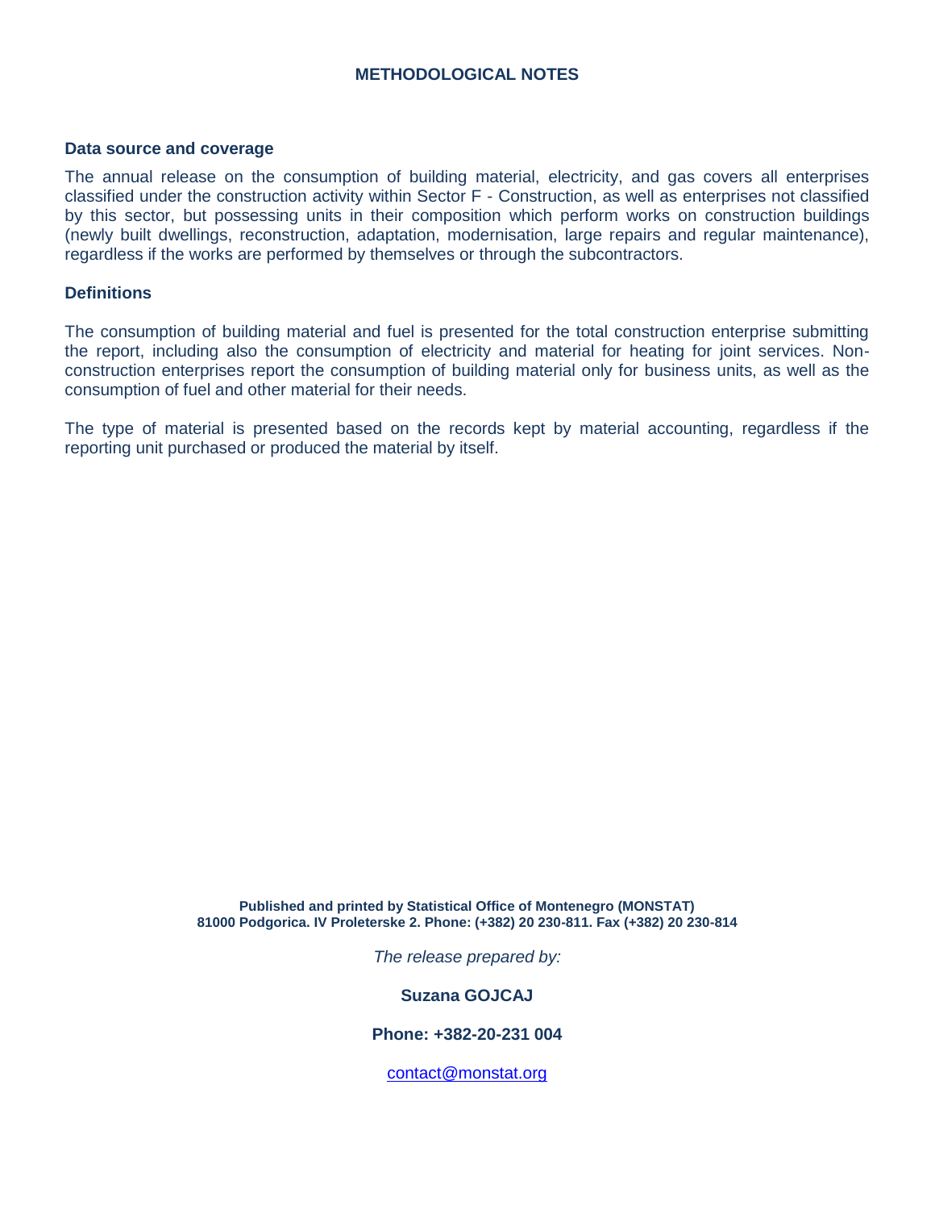## METHODOLOGICAL NOTES

### Data source and coverage

The annual release on the consumption of building material, electricity, and gas covers all enterprises classified under the construction activity within Sector F - Construction, as well as enterprises not classified by this sector, but possessing units in their composition which perform works on construction buildings (newly built dwellings, reconstruction, adaptation, modernisation, large repairs and regular maintenance), regardless if the works are performed by themselves or through the subcontractors.

### Definitions

The consumption of building material and fuel is presented for the total construction enterprise submitting the report, including also the consumption of electricity and material for heating for joint services. Non-construction enterprises report the consumption of building material only for business units, as well as the consumption of fuel and other material for their needs.

The type of material is presented based on the records kept by material accounting, regardless if the reporting unit purchased or produced the material by itself.

**Published and printed by Statistical Office of Montenegro (MONSTAT)**
**81000 Podgorica. IV Proleterske 2. Phone: (+382) 20 230-811. Fax (+382) 20 230-814**

*The release prepared by:*

**Suzana GOJCAJ**

**Phone: +382-20-231 004**

contact@monstat.org